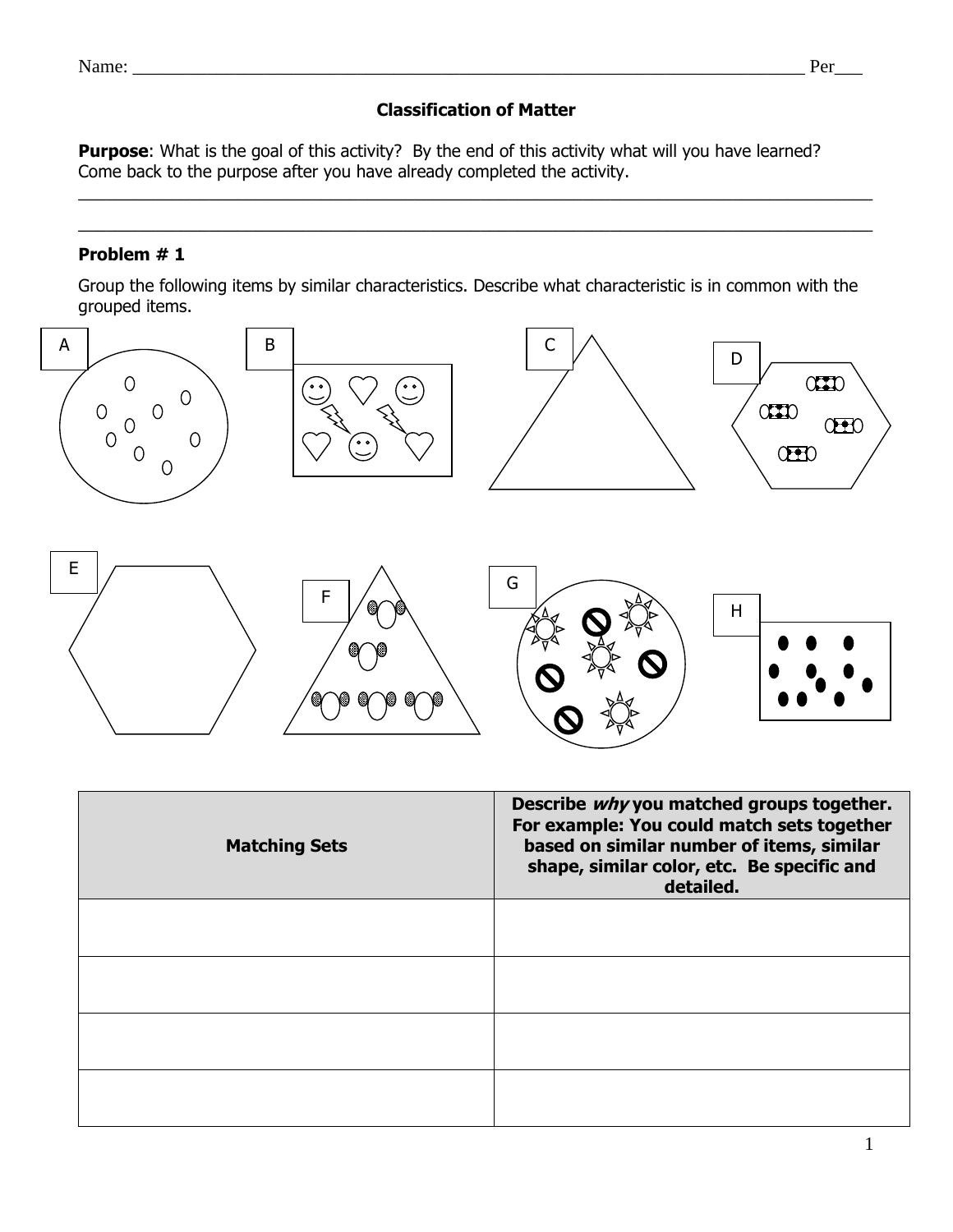Name: ___________________________________________________________________________ Per___

## Classification of Matter

**Purpose**: What is the goal of this activity? By the end of this activity what will you have learned? Come back to the purpose after you have already completed the activity.

_________________________________________________________________________________________

_________________________________________________________________________________________

### Problem # 1

Group the following items by similar characteristics. Describe what characteristic is in common with the grouped items.

A

B

C

D

E

F

G

H

| Matching Sets | Describe ***why*** you matched groups together. For example: You could match sets together based on similar number of items, similar shape, similar color, etc. Be specific and detailed. |
|---|---|
| | |
| | |
| | |
| | |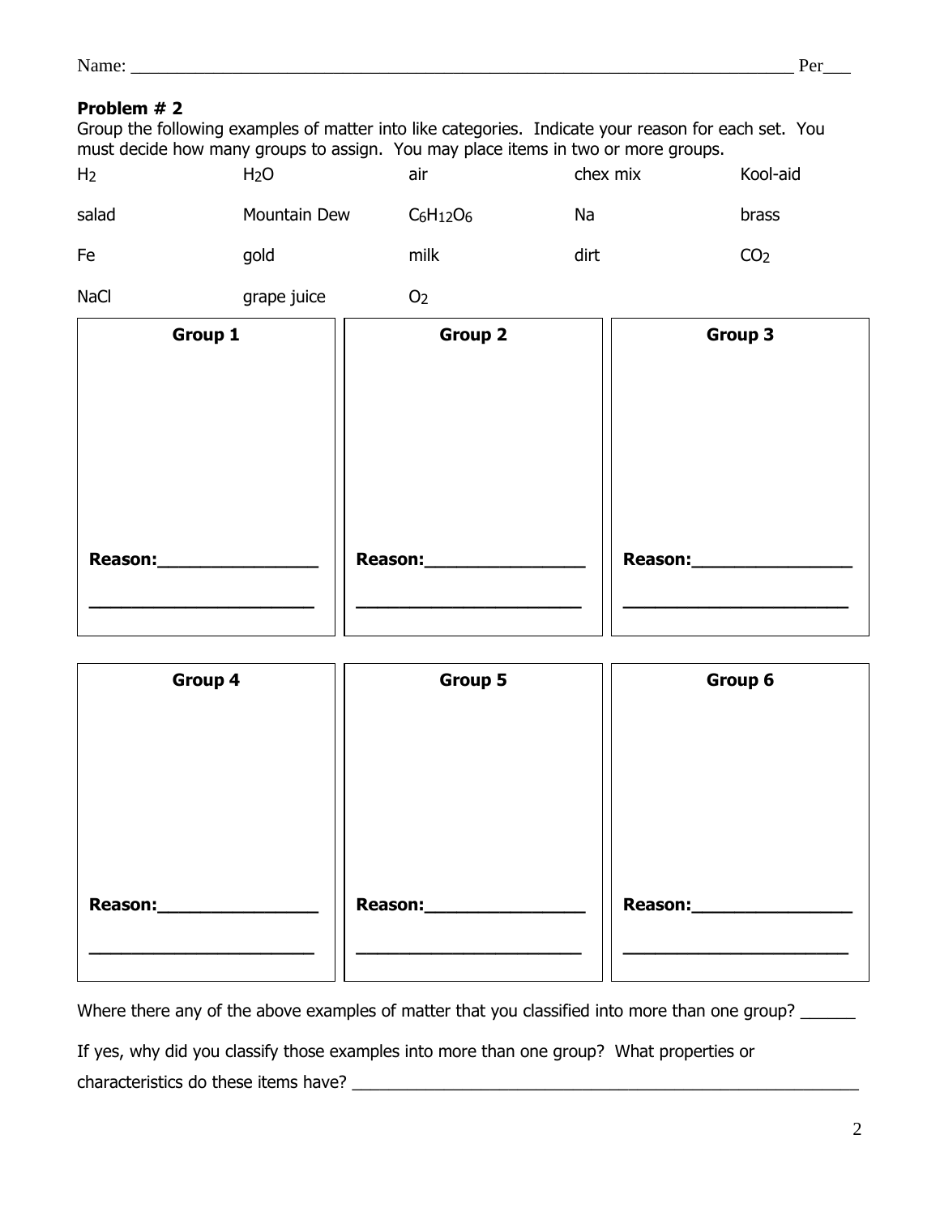Name: ______________________________________________________________________________ Per___

**Problem # 2**

Group the following examples of matter into like categories. Indicate your reason for each set. You must decide how many groups to assign. You may place items in two or more groups.

| | | | | |
|---|---|---|---|---|
| $H_2$ | $H_2O$ | air | chex mix | Kool-aid |
| salad | Mountain Dew | $C_6H_{12}O_6$ | Na | brass |
| Fe | gold | milk | dirt | $CO_2$ |
| NaCl | grape juice | $O_2$ | | |

| **Group 1** | **Group 2** | **Group 3** |
|---|---|---|
| | | |
| **Reason:**________________ ______________________ | **Reason:**________________ ______________________ | **Reason:**________________ ______________________ |

| **Group 4** | **Group 5** | **Group 6** |
|---|---|---|
| | | |
| **Reason:**________________ ______________________ | **Reason:**________________ ______________________ | **Reason:**________________ ______________________ |

Where there any of the above examples of matter that you classified into more than one group? ______

If yes, why did you classify those examples into more than one group? What properties or characteristics do these items have? ____________________________________________________________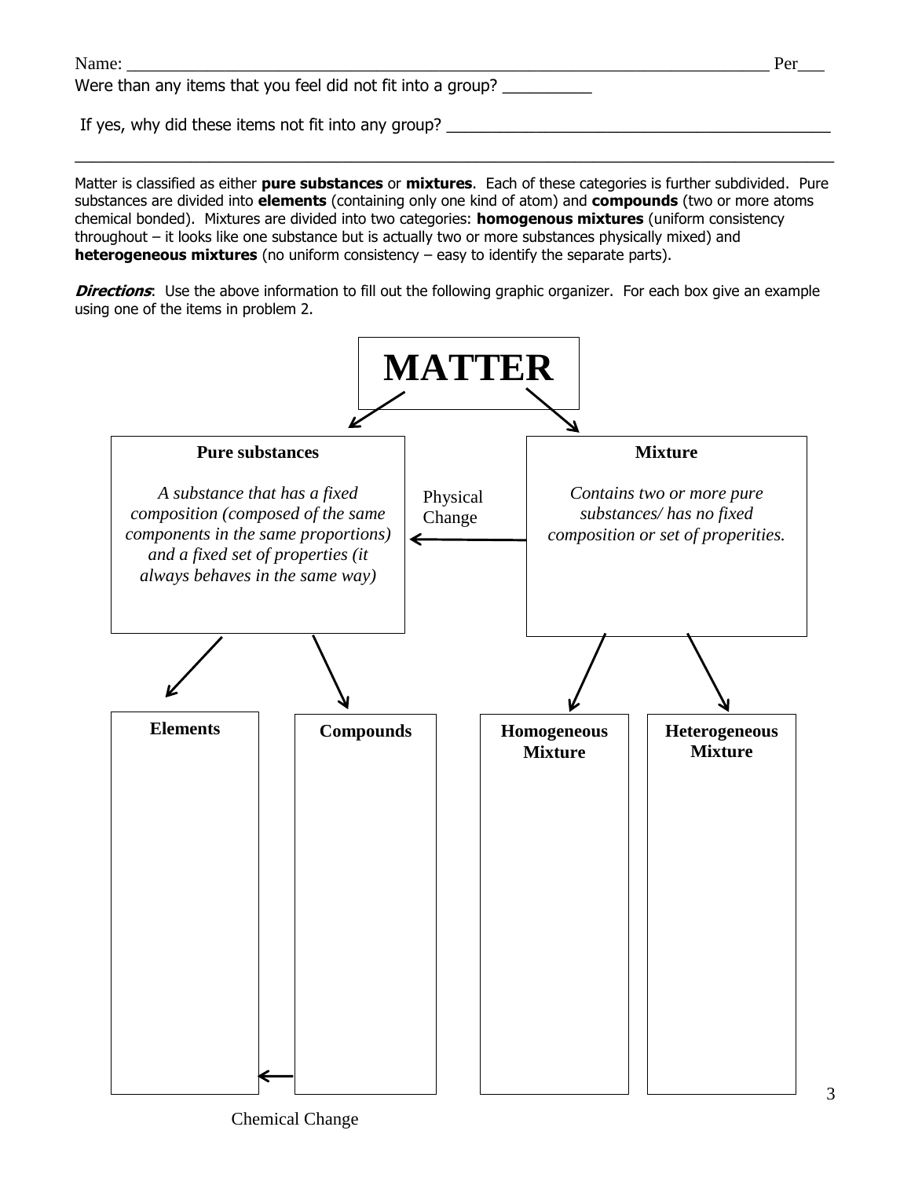Name: ________________________________________________________________________ Per___

Were than any items that you feel did not fit into a group? __________

If yes, why did these items not fit into any group? ____________________________________________

_____________________________________________________________________________________

Matter is classified as either **pure substances** or **mixtures**. Each of these categories is further subdivided. Pure substances are divided into **elements** (containing only one kind of atom) and **compounds** (two or more atoms chemical bonded). Mixtures are divided into two categories: **homogenous mixtures** (uniform consistency throughout – it looks like one substance but is actually two or more substances physically mixed) and **heterogeneous mixtures** (no uniform consistency – easy to identify the separate parts).

***Directions***: Use the above information to fill out the following graphic organizer. For each box give an example using one of the items in problem 2.

# MATTER

**Pure substances**

*A substance that has a fixed composition (composed of the same components in the same proportions) and a fixed set of properties (it always behaves in the same way)*

Physical Change

**Mixture**

*Contains two or more pure substances/ has no fixed composition or set of properities.*

**Elements**

**Compounds**

**Homogeneous Mixture**

**Heterogeneous Mixture**

Chemical Change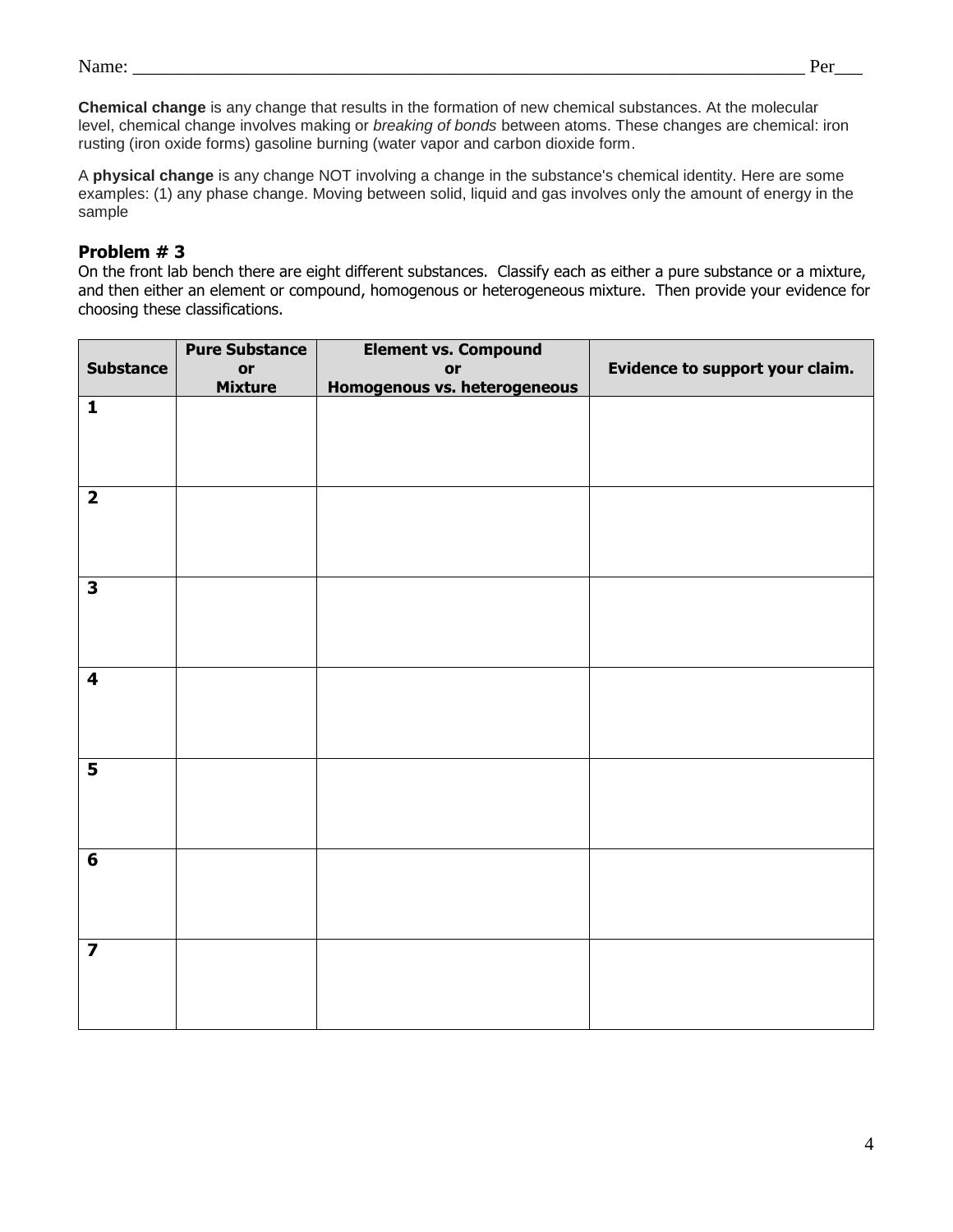Name: ___________________________________________________________________________ Per___

**Chemical change** is any change that results in the formation of new chemical substances. At the molecular level, chemical change involves making or *breaking of bonds* between atoms. These changes are chemical: iron rusting (iron oxide forms) gasoline burning (water vapor and carbon dioxide form.

A **physical change** is any change NOT involving a change in the substance's chemical identity. Here are some examples: (1) any phase change. Moving between solid, liquid and gas involves only the amount of energy in the sample

### Problem # 3

On the front lab bench there are eight different substances. Classify each as either a pure substance or a mixture, and then either an element or compound, homogenous or heterogeneous mixture. Then provide your evidence for choosing these classifications.

| Substance | Pure Substance or Mixture | Element vs. Compound or Homogenous vs. heterogeneous | Evidence to support your claim. |
|---|---|---|---|
| 1 | | | |
| 2 | | | |
| 3 | | | |
| 4 | | | |
| 5 | | | |
| 6 | | | |
| 7 | | | |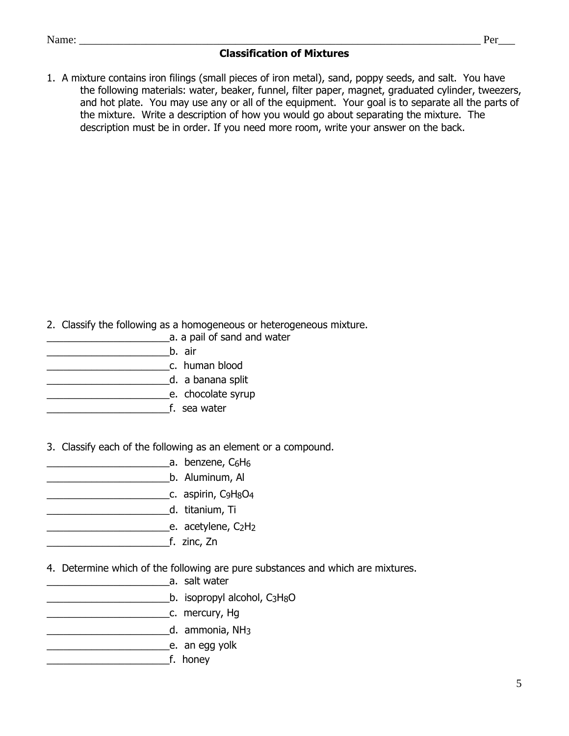Name: ___________________________________________________________________________ Per___

## Classification of Mixtures

1. A mixture contains iron filings (small pieces of iron metal), sand, poppy seeds, and salt. You have the following materials: water, beaker, funnel, filter paper, magnet, graduated cylinder, tweezers, and hot plate. You may use any or all of the equipment. Your goal is to separate all the parts of the mixture. Write a description of how you would go about separating the mixture. The description must be in order. If you need more room, write your answer on the back.

2. Classify the following as a homogeneous or heterogeneous mixture.

______________________a. a pail of sand and water
______________________b. air
______________________c. human blood
______________________d. a banana split
______________________e. chocolate syrup
______________________f. sea water

3. Classify each of the following as an element or a compound.

______________________a. benzene, $C_6H_6$
______________________b. Aluminum, Al
______________________c. aspirin, $C_9H_8O_4$
______________________d. titanium, Ti
______________________e. acetylene, $C_2H_2$
______________________f. zinc, Zn

4. Determine which of the following are pure substances and which are mixtures.

______________________a. salt water
______________________b. isopropyl alcohol, $C_3H_8O$
______________________c. mercury, Hg
______________________d. ammonia, $NH_3$
______________________e. an egg yolk
______________________f. honey